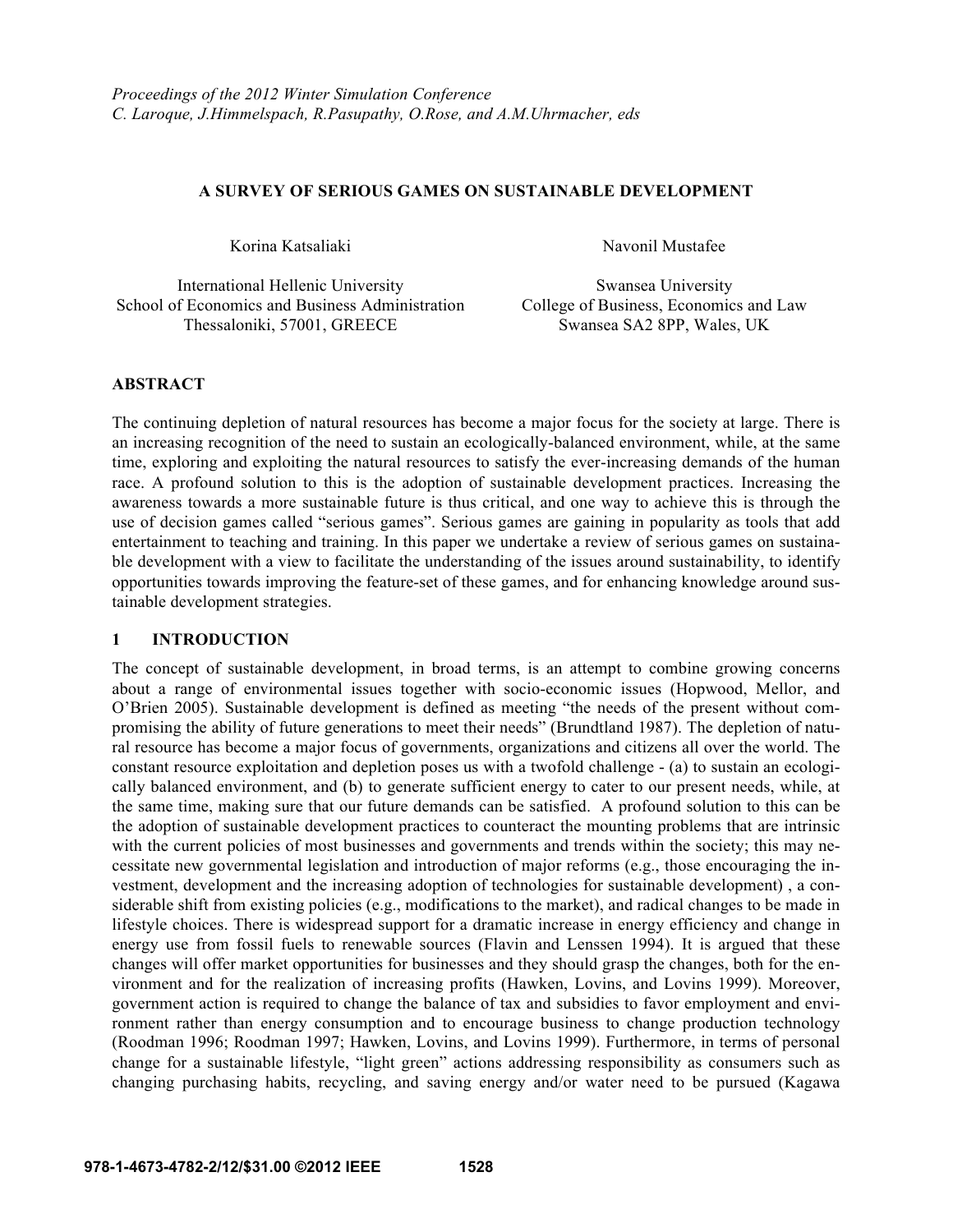*Proceedings of the 2012 Winter Simulation Conference*
*C. Laroque, J.Himmelspach, R.Pasupathy, O.Rose, and A.M.Uhrmacher, eds*

# A SURVEY OF SERIOUS GAMES ON SUSTAINABLE DEVELOPMENT

Korina Katsaliaki
International Hellenic University
School of Economics and Business Administration
Thessaloniki, 57001, GREECE

Navonil Mustafee
Swansea University
College of Business, Economics and Law
Swansea SA2 8PP, Wales, UK

## ABSTRACT

The continuing depletion of natural resources has become a major focus for the society at large. There is an increasing recognition of the need to sustain an ecologically-balanced environment, while, at the same time, exploring and exploiting the natural resources to satisfy the ever-increasing demands of the human race. A profound solution to this is the adoption of sustainable development practices. Increasing the awareness towards a more sustainable future is thus critical, and one way to achieve this is through the use of decision games called "serious games". Serious games are gaining in popularity as tools that add entertainment to teaching and training. In this paper we undertake a review of serious games on sustainable development with a view to facilitate the understanding of the issues around sustainability, to identify opportunities towards improving the feature-set of these games, and for enhancing knowledge around sustainable development strategies.

## 1 INTRODUCTION

The concept of sustainable development, in broad terms, is an attempt to combine growing concerns about a range of environmental issues together with socio-economic issues (Hopwood, Mellor, and O'Brien 2005). Sustainable development is defined as meeting "the needs of the present without compromising the ability of future generations to meet their needs" (Brundtland 1987). The depletion of natural resource has become a major focus of governments, organizations and citizens all over the world. The constant resource exploitation and depletion poses us with a twofold challenge - (a) to sustain an ecologically balanced environment, and (b) to generate sufficient energy to cater to our present needs, while, at the same time, making sure that our future demands can be satisfied. A profound solution to this can be the adoption of sustainable development practices to counteract the mounting problems that are intrinsic with the current policies of most businesses and governments and trends within the society; this may necessitate new governmental legislation and introduction of major reforms (e.g., those encouraging the investment, development and the increasing adoption of technologies for sustainable development) , a considerable shift from existing policies (e.g., modifications to the market), and radical changes to be made in lifestyle choices. There is widespread support for a dramatic increase in energy efficiency and change in energy use from fossil fuels to renewable sources (Flavin and Lenssen 1994). It is argued that these changes will offer market opportunities for businesses and they should grasp the changes, both for the environment and for the realization of increasing profits (Hawken, Lovins, and Lovins 1999). Moreover, government action is required to change the balance of tax and subsidies to favor employment and environment rather than energy consumption and to encourage business to change production technology (Roodman 1996; Roodman 1997; Hawken, Lovins, and Lovins 1999). Furthermore, in terms of personal change for a sustainable lifestyle, "light green" actions addressing responsibility as consumers such as changing purchasing habits, recycling, and saving energy and/or water need to be pursued (Kagawa

**978-1-4673-4782-2/12/$31.00 ©2012 IEEE**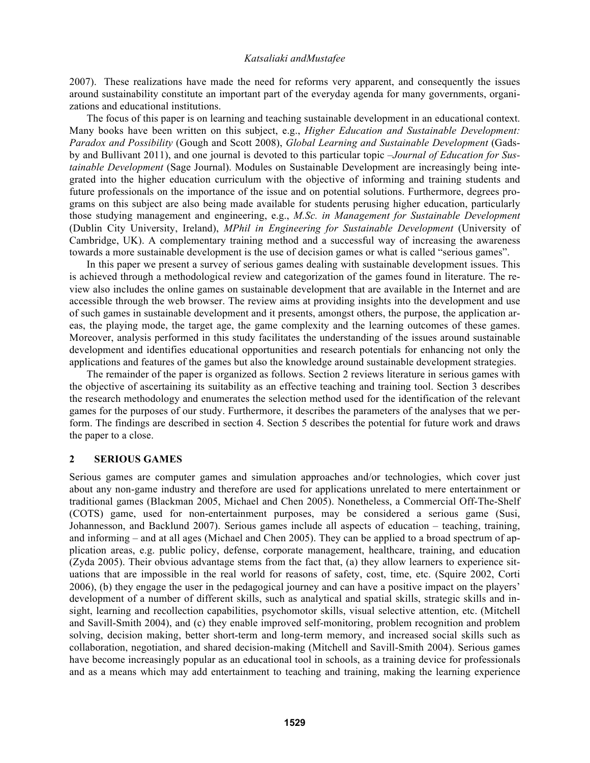2007). These realizations have made the need for reforms very apparent, and consequently the issues around sustainability constitute an important part of the everyday agenda for many governments, organizations and educational institutions.

The focus of this paper is on learning and teaching sustainable development in an educational context. Many books have been written on this subject, e.g., *Higher Education and Sustainable Development: Paradox and Possibility* (Gough and Scott 2008), *Global Learning and Sustainable Development* (Gadsby and Bullivant 2011), and one journal is devoted to this particular topic –*Journal of Education for Sustainable Development* (Sage Journal). Modules on Sustainable Development are increasingly being integrated into the higher education curriculum with the objective of informing and training students and future professionals on the importance of the issue and on potential solutions. Furthermore, degrees programs on this subject are also being made available for students perusing higher education, particularly those studying management and engineering, e.g., *M.Sc. in Management for Sustainable Development* (Dublin City University, Ireland), *MPhil in Engineering for Sustainable Development* (University of Cambridge, UK). A complementary training method and a successful way of increasing the awareness towards a more sustainable development is the use of decision games or what is called "serious games".

In this paper we present a survey of serious games dealing with sustainable development issues. This is achieved through a methodological review and categorization of the games found in literature. The review also includes the online games on sustainable development that are available in the Internet and are accessible through the web browser. The review aims at providing insights into the development and use of such games in sustainable development and it presents, amongst others, the purpose, the application areas, the playing mode, the target age, the game complexity and the learning outcomes of these games. Moreover, analysis performed in this study facilitates the understanding of the issues around sustainable development and identifies educational opportunities and research potentials for enhancing not only the applications and features of the games but also the knowledge around sustainable development strategies.

The remainder of the paper is organized as follows. Section 2 reviews literature in serious games with the objective of ascertaining its suitability as an effective teaching and training tool. Section 3 describes the research methodology and enumerates the selection method used for the identification of the relevant games for the purposes of our study. Furthermore, it describes the parameters of the analyses that we perform. The findings are described in section 4. Section 5 describes the potential for future work and draws the paper to a close.

## 2 SERIOUS GAMES

Serious games are computer games and simulation approaches and/or technologies, which cover just about any non-game industry and therefore are used for applications unrelated to mere entertainment or traditional games (Blackman 2005, Michael and Chen 2005). Nonetheless, a Commercial Off-The-Shelf (COTS) game, used for non-entertainment purposes, may be considered a serious game (Susi, Johannesson, and Backlund 2007). Serious games include all aspects of education – teaching, training, and informing – and at all ages (Michael and Chen 2005). They can be applied to a broad spectrum of application areas, e.g. public policy, defense, corporate management, healthcare, training, and education (Zyda 2005). Their obvious advantage stems from the fact that, (a) they allow learners to experience situations that are impossible in the real world for reasons of safety, cost, time, etc. (Squire 2002, Corti 2006), (b) they engage the user in the pedagogical journey and can have a positive impact on the players' development of a number of different skills, such as analytical and spatial skills, strategic skills and insight, learning and recollection capabilities, psychomotor skills, visual selective attention, etc. (Mitchell and Savill-Smith 2004), and (c) they enable improved self-monitoring, problem recognition and problem solving, decision making, better short-term and long-term memory, and increased social skills such as collaboration, negotiation, and shared decision-making (Mitchell and Savill-Smith 2004). Serious games have become increasingly popular as an educational tool in schools, as a training device for professionals and as a means which may add entertainment to teaching and training, making the learning experience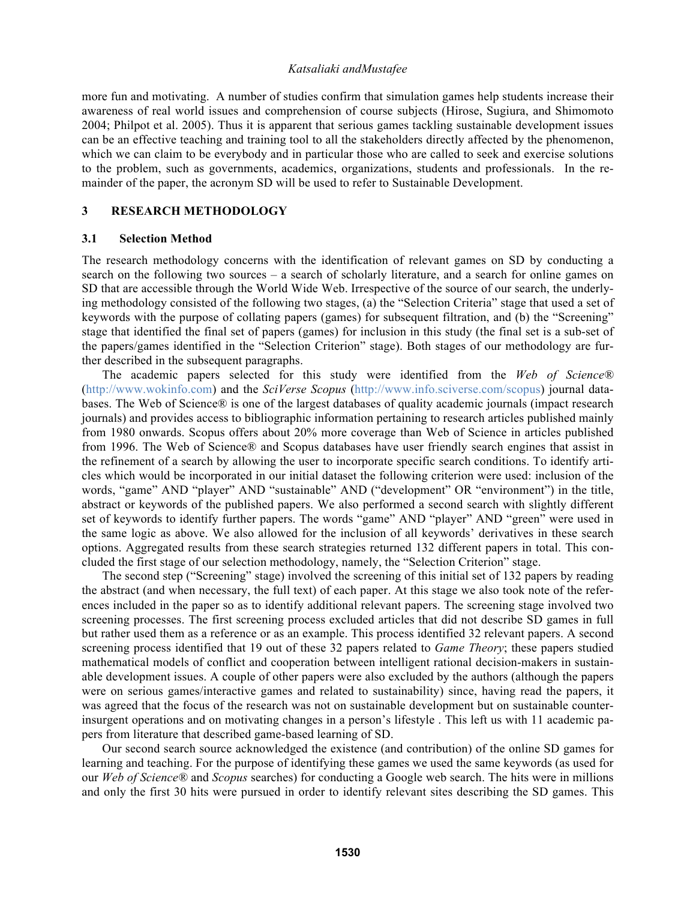more fun and motivating. A number of studies confirm that simulation games help students increase their awareness of real world issues and comprehension of course subjects (Hirose, Sugiura, and Shimomoto 2004; Philpot et al. 2005). Thus it is apparent that serious games tackling sustainable development issues can be an effective teaching and training tool to all the stakeholders directly affected by the phenomenon, which we can claim to be everybody and in particular those who are called to seek and exercise solutions to the problem, such as governments, academics, organizations, students and professionals. In the remainder of the paper, the acronym SD will be used to refer to Sustainable Development.

## 3 RESEARCH METHODOLOGY

### 3.1 Selection Method

The research methodology concerns with the identification of relevant games on SD by conducting a search on the following two sources – a search of scholarly literature, and a search for online games on SD that are accessible through the World Wide Web. Irrespective of the source of our search, the underlying methodology consisted of the following two stages, (a) the "Selection Criteria" stage that used a set of keywords with the purpose of collating papers (games) for subsequent filtration, and (b) the "Screening" stage that identified the final set of papers (games) for inclusion in this study (the final set is a sub-set of the papers/games identified in the "Selection Criterion" stage). Both stages of our methodology are further described in the subsequent paragraphs.

The academic papers selected for this study were identified from the *Web of Science®* (http://www.wokinfo.com) and the *SciVerse Scopus* (http://www.info.sciverse.com/scopus) journal databases. The Web of Science® is one of the largest databases of quality academic journals (impact research journals) and provides access to bibliographic information pertaining to research articles published mainly from 1980 onwards. Scopus offers about 20% more coverage than Web of Science in articles published from 1996. The Web of Science® and Scopus databases have user friendly search engines that assist in the refinement of a search by allowing the user to incorporate specific search conditions. To identify articles which would be incorporated in our initial dataset the following criterion were used: inclusion of the words, "game" AND "player" AND "sustainable" AND ("development" OR "environment") in the title, abstract or keywords of the published papers. We also performed a second search with slightly different set of keywords to identify further papers. The words "game" AND "player" AND "green" were used in the same logic as above. We also allowed for the inclusion of all keywords' derivatives in these search options. Aggregated results from these search strategies returned 132 different papers in total. This concluded the first stage of our selection methodology, namely, the "Selection Criterion" stage.

The second step ("Screening" stage) involved the screening of this initial set of 132 papers by reading the abstract (and when necessary, the full text) of each paper. At this stage we also took note of the references included in the paper so as to identify additional relevant papers. The screening stage involved two screening processes. The first screening process excluded articles that did not describe SD games in full but rather used them as a reference or as an example. This process identified 32 relevant papers. A second screening process identified that 19 out of these 32 papers related to *Game Theory*; these papers studied mathematical models of conflict and cooperation between intelligent rational decision-makers in sustainable development issues. A couple of other papers were also excluded by the authors (although the papers were on serious games/interactive games and related to sustainability) since, having read the papers, it was agreed that the focus of the research was not on sustainable development but on sustainable counter-insurgent operations and on motivating changes in a person's lifestyle . This left us with 11 academic papers from literature that described game-based learning of SD.

Our second search source acknowledged the existence (and contribution) of the online SD games for learning and teaching. For the purpose of identifying these games we used the same keywords (as used for our *Web of Science®* and *Scopus* searches) for conducting a Google web search. The hits were in millions and only the first 30 hits were pursued in order to identify relevant sites describing the SD games. This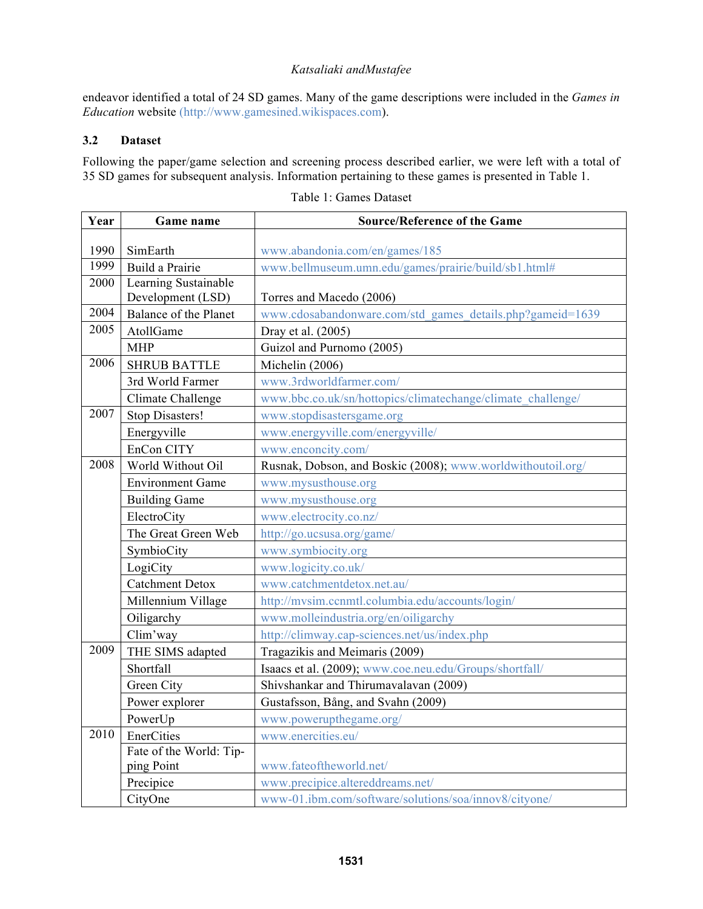endeavor identified a total of 24 SD games. Many of the game descriptions were included in the *Games in Education* website (http://www.gamesined.wikispaces.com).

### 3.2 Dataset

Following the paper/game selection and screening process described earlier, we were left with a total of 35 SD games for subsequent analysis. Information pertaining to these games is presented in Table 1.

Table 1: Games Dataset

| Year | Game name | Source/Reference of the Game |
|---|---|---|
| 1990 | SimEarth | www.abandonia.com/en/games/185 |
| 1999 | Build a Prairie | www.bellmuseum.umn.edu/games/prairie/build/sb1.html# |
| 2000 | Learning Sustainable Development (LSD) | Torres and Macedo (2006) |
| 2004 | Balance of the Planet | www.cdosabandonware.com/std_games_details.php?gameid=1639 |
| 2005 | AtollGame | Dray et al. (2005) |
| | MHP | Guizol and Purnomo (2005) |
| 2006 | SHRUB BATTLE | Michelin (2006) |
| | 3rd World Farmer | www.3rdworldfarmer.com/ |
| | Climate Challenge | www.bbc.co.uk/sn/hottopics/climatechange/climate_challenge/ |
| 2007 | Stop Disasters! | www.stopdisastersgame.org |
| | Energyville | www.energyville.com/energyville/ |
| | EnCon CITY | www.enconcity.com/ |
| 2008 | World Without Oil | Rusnak, Dobson, and Boskic (2008); www.worldwithoutoil.org/ |
| | Environment Game | www.mysusthouse.org |
| | Building Game | www.mysusthouse.org |
| | ElectroCity | www.electrocity.co.nz/ |
| | The Great Green Web | http://go.ucsusa.org/game/ |
| | SymbioCity | www.symbiocity.org |
| | LogiCity | www.logicity.co.uk/ |
| | Catchment Detox | www.catchmentdetox.net.au/ |
| | Millennium Village | http://mvsim.ccnmtl.columbia.edu/accounts/login/ |
| | Oiligarchy | www.molleindustria.org/en/oiligarchy |
| | Clim'way | http://climway.cap-sciences.net/us/index.php |
| 2009 | THE SIMS adapted | Tragazikis and Meimaris (2009) |
| | Shortfall | Isaacs et al. (2009); www.coe.neu.edu/Groups/shortfall/ |
| | Green City | Shivshankar and Thirumavalavan (2009) |
| | Power explorer | Gustafsson, Bång, and Svahn (2009) |
| | PowerUp | www.powerupthegame.org/ |
| 2010 | EnerCities | www.enercities.eu/ |
| | Fate of the World: Tipping Point | www.fateoftheworld.net/ |
| | Precipice | www.precipice.altereddreams.net/ |
| | CityOne | www-01.ibm.com/software/solutions/soa/innov8/cityone/ |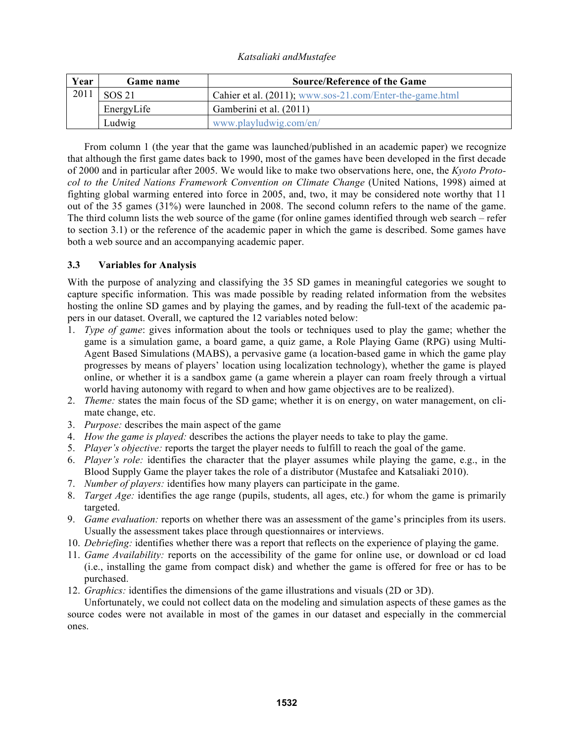| Year | Game name | Source/Reference of the Game |
| --- | --- | --- |
| 2011 | SOS 21 | Cahier et al. (2011); www.sos-21.com/Enter-the-game.html |
| | EnergyLife | Gamberini et al. (2011) |
| | Ludwig | www.playludwig.com/en/ |

From column 1 (the year that the game was launched/published in an academic paper) we recognize that although the first game dates back to 1990, most of the games have been developed in the first decade of 2000 and in particular after 2005. We would like to make two observations here, one, the *Kyoto Protocol to the United Nations Framework Convention on Climate Change* (United Nations, 1998) aimed at fighting global warming entered into force in 2005, and, two, it may be considered note worthy that 11 out of the 35 games (31%) were launched in 2008. The second column refers to the name of the game. The third column lists the web source of the game (for online games identified through web search – refer to section 3.1) or the reference of the academic paper in which the game is described. Some games have both a web source and an accompanying academic paper.

### 3.3 Variables for Analysis

With the purpose of analyzing and classifying the 35 SD games in meaningful categories we sought to capture specific information. This was made possible by reading related information from the websites hosting the online SD games and by playing the games, and by reading the full-text of the academic papers in our dataset. Overall, we captured the 12 variables noted below:

1. *Type of game*: gives information about the tools or techniques used to play the game; whether the game is a simulation game, a board game, a quiz game, a Role Playing Game (RPG) using Multi-Agent Based Simulations (MABS), a pervasive game (a location-based game in which the game play progresses by means of players' location using localization technology), whether the game is played online, or whether it is a sandbox game (a game wherein a player can roam freely through a virtual world having autonomy with regard to when and how game objectives are to be realized).
2. *Theme:* states the main focus of the SD game; whether it is on energy, on water management, on climate change, etc.
3. *Purpose:* describes the main aspect of the game
4. *How the game is played:* describes the actions the player needs to take to play the game.
5. *Player's objective:* reports the target the player needs to fulfill to reach the goal of the game.
6. *Player's role:* identifies the character that the player assumes while playing the game, e.g., in the Blood Supply Game the player takes the role of a distributor (Mustafee and Katsaliaki 2010).
7. *Number of players:* identifies how many players can participate in the game.
8. *Target Age:* identifies the age range (pupils, students, all ages, etc.) for whom the game is primarily targeted.
9. *Game evaluation:* reports on whether there was an assessment of the game's principles from its users. Usually the assessment takes place through questionnaires or interviews.
10. *Debriefing:* identifies whether there was a report that reflects on the experience of playing the game.
11. *Game Availability:* reports on the accessibility of the game for online use, or download or cd load (i.e., installing the game from compact disk) and whether the game is offered for free or has to be purchased.
12. *Graphics:* identifies the dimensions of the game illustrations and visuals (2D or 3D).

Unfortunately, we could not collect data on the modeling and simulation aspects of these games as the source codes were not available in most of the games in our dataset and especially in the commercial ones.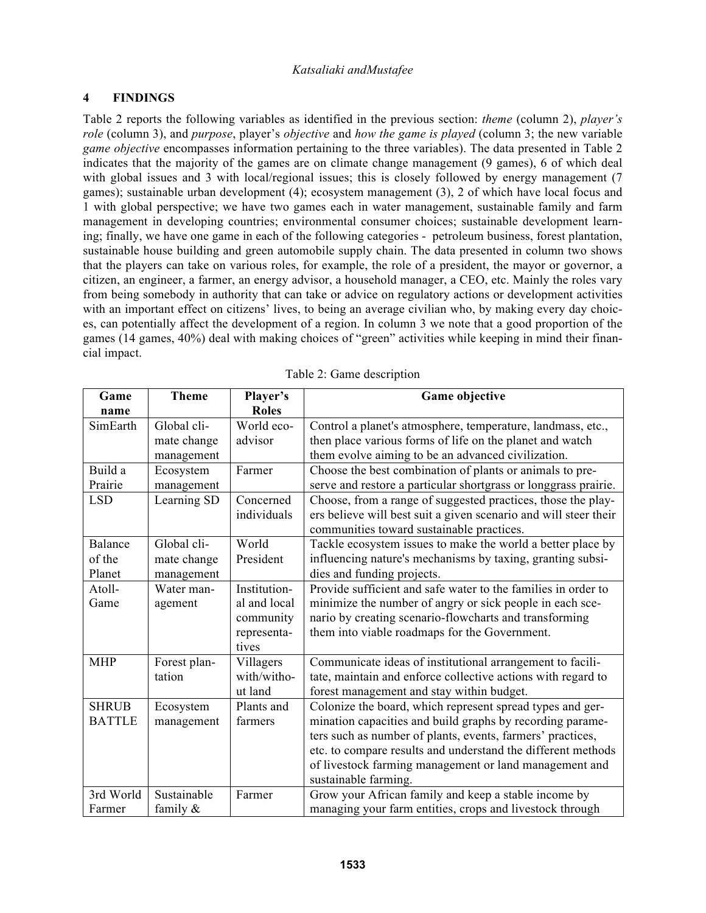## 4 FINDINGS

Table 2 reports the following variables as identified in the previous section: *theme* (column 2), *player's role* (column 3), and *purpose*, player's *objective* and *how the game is played* (column 3; the new variable *game objective* encompasses information pertaining to the three variables). The data presented in Table 2 indicates that the majority of the games are on climate change management (9 games), 6 of which deal with global issues and 3 with local/regional issues; this is closely followed by energy management (7 games); sustainable urban development (4); ecosystem management (3), 2 of which have local focus and 1 with global perspective; we have two games each in water management, sustainable family and farm management in developing countries; environmental consumer choices; sustainable development learning; finally, we have one game in each of the following categories - petroleum business, forest plantation, sustainable house building and green automobile supply chain. The data presented in column two shows that the players can take on various roles, for example, the role of a president, the mayor or governor, a citizen, an engineer, a farmer, an energy advisor, a household manager, a CEO, etc. Mainly the roles vary from being somebody in authority that can take or advice on regulatory actions or development activities with an important effect on citizens' lives, to being an average civilian who, by making every day choices, can potentially affect the development of a region. In column 3 we note that a good proportion of the games (14 games, 40%) deal with making choices of "green" activities while keeping in mind their financial impact.

Table 2: Game description

| Game name | Theme | Player's Roles | Game objective |
|---|---|---|---|
| SimEarth | Global climate change management | World eco-advisor | Control a planet's atmosphere, temperature, landmass, etc., then place various forms of life on the planet and watch them evolve aiming to be an advanced civilization. |
| Build a Prairie | Ecosystem management | Farmer | Choose the best combination of plants or animals to preserve and restore a particular shortgrass or longgrass prairie. |
| LSD | Learning SD | Concerned individuals | Choose, from a range of suggested practices, those the players believe will best suit a given scenario and will steer their communities toward sustainable practices. |
| Balance of the Planet | Global climate change management | World President | Tackle ecosystem issues to make the world a better place by influencing nature's mechanisms by taxing, granting subsidies and funding projects. |
| Atoll-Game | Water management | Institutional and local community representatives | Provide sufficient and safe water to the families in order to minimize the number of angry or sick people in each scenario by creating scenario-flowcharts and transforming them into viable roadmaps for the Government. |
| MHP | Forest plantation | Villagers with/without land | Communicate ideas of institutional arrangement to facilitate, maintain and enforce collective actions with regard to forest management and stay within budget. |
| SHRUB BATTLE | Ecosystem management | Plants and farmers | Colonize the board, which represent spread types and germination capacities and build graphs by recording parameters such as number of plants, events, farmers' practices, etc. to compare results and understand the different methods of livestock farming management or land management and sustainable farming. |
| 3rd World Farmer | Sustainable family & | Farmer | Grow your African family and keep a stable income by managing your farm entities, crops and livestock through |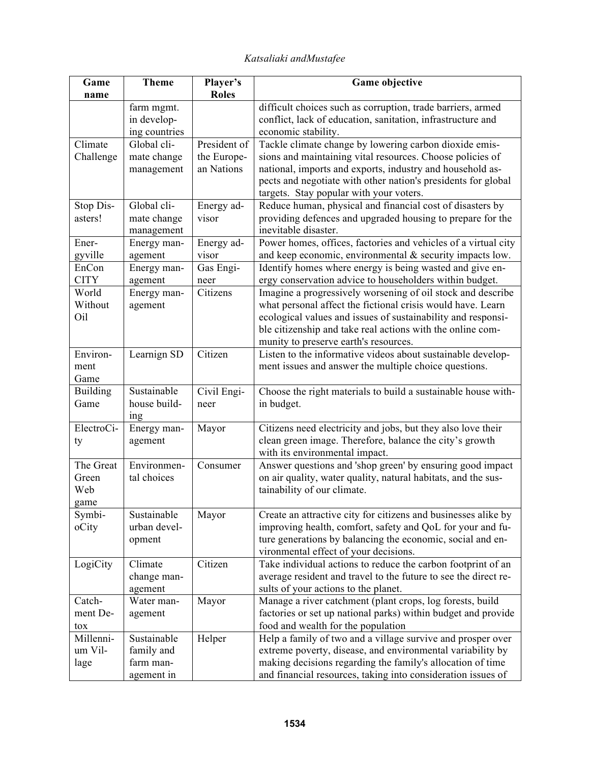| Game name | Theme | Player's Roles | Game objective |
|---|---|---|---|
| | farm mgmt. in developing countries | | difficult choices such as corruption, trade barriers, armed conflict, lack of education, sanitation, infrastructure and economic stability. |
| Climate Challenge | Global climate change management | President of the European Nations | Tackle climate change by lowering carbon dioxide emissions and maintaining vital resources. Choose policies of national, imports and exports, industry and household aspects and negotiate with other nation's presidents for global targets. Stay popular with your voters. |
| Stop Disasters! | Global climate change management | Energy advisor | Reduce human, physical and financial cost of disasters by providing defences and upgraded housing to prepare for the inevitable disaster. |
| Energyville | Energy management | Energy advisor | Power homes, offices, factories and vehicles of a virtual city and keep economic, environmental & security impacts low. |
| EnCon CITY | Energy management | Gas Engineer | Identify homes where energy is being wasted and give energy conservation advice to householders within budget. |
| World Without Oil | Energy management | Citizens | Imagine a progressively worsening of oil stock and describe what personal affect the fictional crisis would have. Learn ecological values and issues of sustainability and responsible citizenship and take real actions with the online community to preserve earth's resources. |
| Environment Game | Learnign SD | Citizen | Listen to the informative videos about sustainable development issues and answer the multiple choice questions. |
| Building Game | Sustainable house building | Civil Engineer | Choose the right materials to build a sustainable house within budget. |
| ElectroCity | Energy management | Mayor | Citizens need electricity and jobs, but they also love their clean green image. Therefore, balance the city's growth with its environmental impact. |
| The Great Green Web game | Environmental choices | Consumer | Answer questions and 'shop green' by ensuring good impact on air quality, water quality, natural habitats, and the sustainability of our climate. |
| SymbioCity | Sustainable urban development | Mayor | Create an attractive city for citizens and businesses alike by improving health, comfort, safety and QoL for your and future generations by balancing the economic, social and environmental effect of your decisions. |
| LogiCity | Climate change management | Citizen | Take individual actions to reduce the carbon footprint of an average resident and travel to the future to see the direct results of your actions to the planet. |
| Catchment Detox | Water management | Mayor | Manage a river catchment (plant crops, log forests, build factories or set up national parks) within budget and provide food and wealth for the population |
| Millennium Village | Sustainable family and farm management in | Helper | Help a family of two and a village survive and prosper over extreme poverty, disease, and environmental variability by making decisions regarding the family's allocation of time and financial resources, taking into consideration issues of |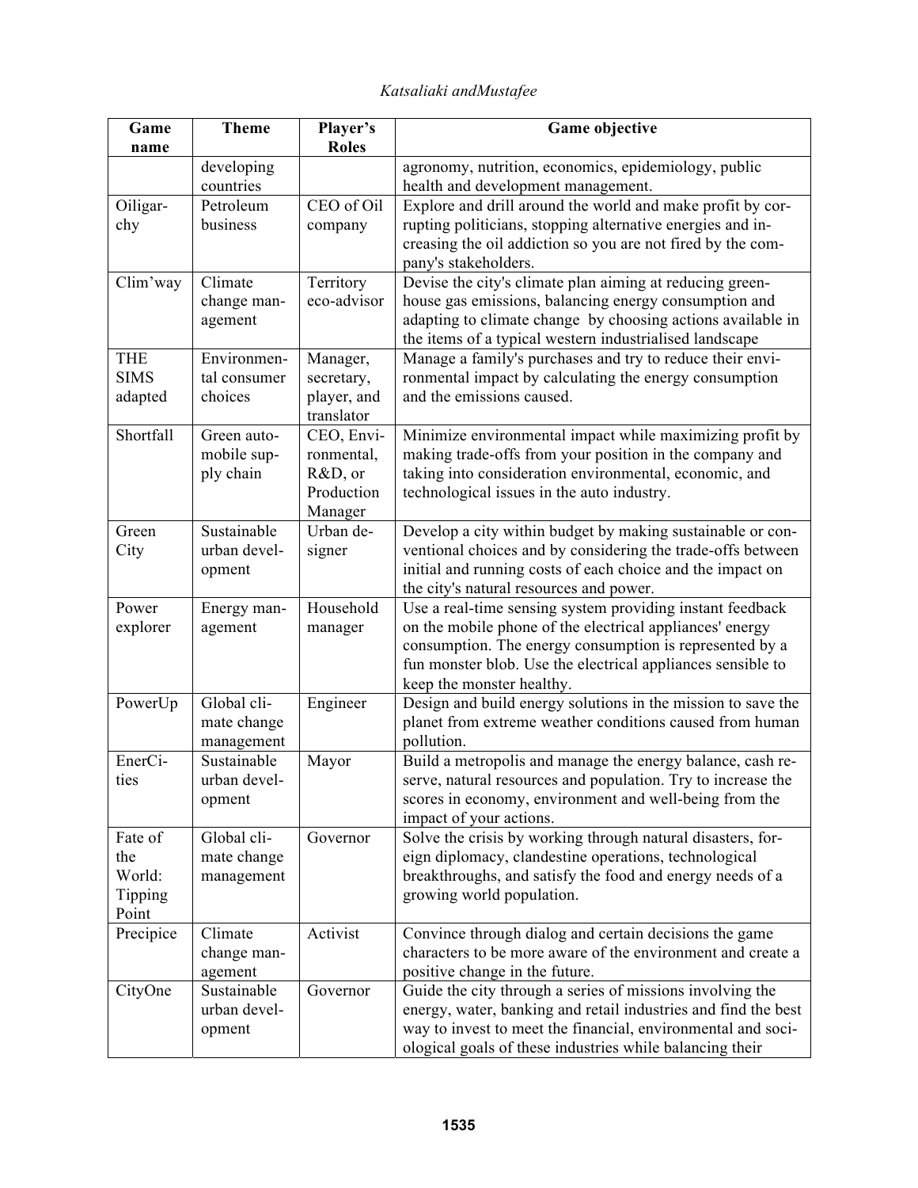| Game name | Theme | Player's Roles | Game objective |
|---|---|---|---|
| | developing countries | | agronomy, nutrition, economics, epidemiology, public health and development management. |
| Oiligarchy | Petroleum business | CEO of Oil company | Explore and drill around the world and make profit by corrupting politicians, stopping alternative energies and increasing the oil addiction so you are not fired by the company's stakeholders. |
| Clim'way | Climate change management | Territory eco-advisor | Devise the city's climate plan aiming at reducing greenhouse gas emissions, balancing energy consumption and adapting to climate change by choosing actions available in the items of a typical western industrialised landscape |
| THE SIMS adapted | Environmental consumer choices | Manager, secretary, player, and translator | Manage a family's purchases and try to reduce their environmental impact by calculating the energy consumption and the emissions caused. |
| Shortfall | Green automobile supply chain | CEO, Environmental, R&D, or Production Manager | Minimize environmental impact while maximizing profit by making trade-offs from your position in the company and taking into consideration environmental, economic, and technological issues in the auto industry. |
| Green City | Sustainable urban development | Urban designer | Develop a city within budget by making sustainable or conventional choices and by considering the trade-offs between initial and running costs of each choice and the impact on the city's natural resources and power. |
| Power explorer | Energy management | Household manager | Use a real-time sensing system providing instant feedback on the mobile phone of the electrical appliances' energy consumption. The energy consumption is represented by a fun monster blob. Use the electrical appliances sensible to keep the monster healthy. |
| PowerUp | Global climate change management | Engineer | Design and build energy solutions in the mission to save the planet from extreme weather conditions caused from human pollution. |
| EnerCities | Sustainable urban development | Mayor | Build a metropolis and manage the energy balance, cash reserve, natural resources and population. Try to increase the scores in economy, environment and well-being from the impact of your actions. |
| Fate of the World: Tipping Point | Global climate change management | Governor | Solve the crisis by working through natural disasters, foreign diplomacy, clandestine operations, technological breakthroughs, and satisfy the food and energy needs of a growing world population. |
| Precipice | Climate change management | Activist | Convince through dialog and certain decisions the game characters to be more aware of the environment and create a positive change in the future. |
| CityOne | Sustainable urban development | Governor | Guide the city through a series of missions involving the energy, water, banking and retail industries and find the best way to invest to meet the financial, environmental and sociological goals of these industries while balancing their |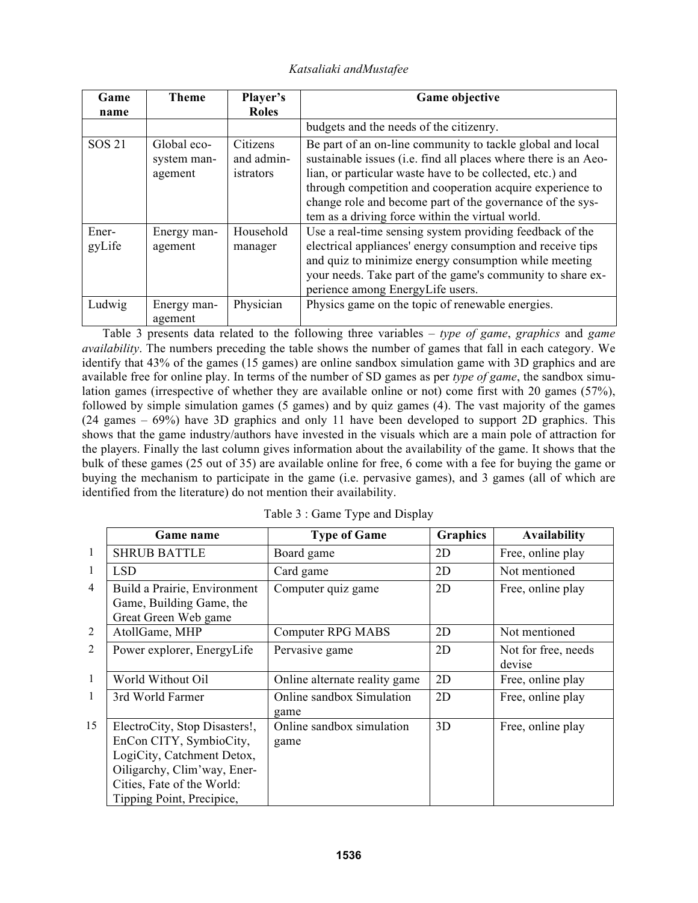| Game name | Theme | Player's Roles | Game objective |
|---|---|---|---|
| | | | budgets and the needs of the citizenry. |
| SOS 21 | Global eco-system management | Citizens and administrators | Be part of an on-line community to tackle global and local sustainable issues (i.e. find all places where there is an Aeolian, or particular waste have to be collected, etc.) and through competition and cooperation acquire experience to change role and become part of the governance of the system as a driving force within the virtual world. |
| EnergyLife | Energy management | Household manager | Use a real-time sensing system providing feedback of the electrical appliances' energy consumption and receive tips and quiz to minimize energy consumption while meeting your needs. Take part of the game's community to share experience among EnergyLife users. |
| Ludwig | Energy management | Physician | Physics game on the topic of renewable energies. |

Table 3 presents data related to the following three variables – *type of game*, *graphics* and *game availability*. The numbers preceding the table shows the number of games that fall in each category. We identify that 43% of the games (15 games) are online sandbox simulation game with 3D graphics and are available free for online play. In terms of the number of SD games as per *type of game*, the sandbox simulation games (irrespective of whether they are available online or not) come first with 20 games (57%), followed by simple simulation games (5 games) and by quiz games (4). The vast majority of the games (24 games – 69%) have 3D graphics and only 11 have been developed to support 2D graphics. This shows that the game industry/authors have invested in the visuals which are a main pole of attraction for the players. Finally the last column gives information about the availability of the game. It shows that the bulk of these games (25 out of 35) are available online for free, 6 come with a fee for buying the game or buying the mechanism to participate in the game (i.e. pervasive games), and 3 games (all of which are identified from the literature) do not mention their availability.

Table 3 : Game Type and Display

| | Game name | Type of Game | Graphics | Availability |
|---|---|---|---|---|
| 1 | SHRUB BATTLE | Board game | 2D | Free, online play |
| 1 | LSD | Card game | 2D | Not mentioned |
| 4 | Build a Prairie, Environment Game, Building Game, the Great Green Web game | Computer quiz game | 2D | Free, online play |
| 2 | AtollGame, MHP | Computer RPG MABS | 2D | Not mentioned |
| 2 | Power explorer, EnergyLife | Pervasive game | 2D | Not for free, needs devise |
| 1 | World Without Oil | Online alternate reality game | 2D | Free, online play |
| 1 | 3rd World Farmer | Online sandbox Simulation game | 2D | Free, online play |
| 15 | ElectroCity, Stop Disasters!, EnCon CITY, SymbioCity, LogiCity, Catchment Detox, Oiligarchy, Clim'way, EnerCities, Fate of the World: Tipping Point, Precipice, | Online sandbox simulation game | 3D | Free, online play |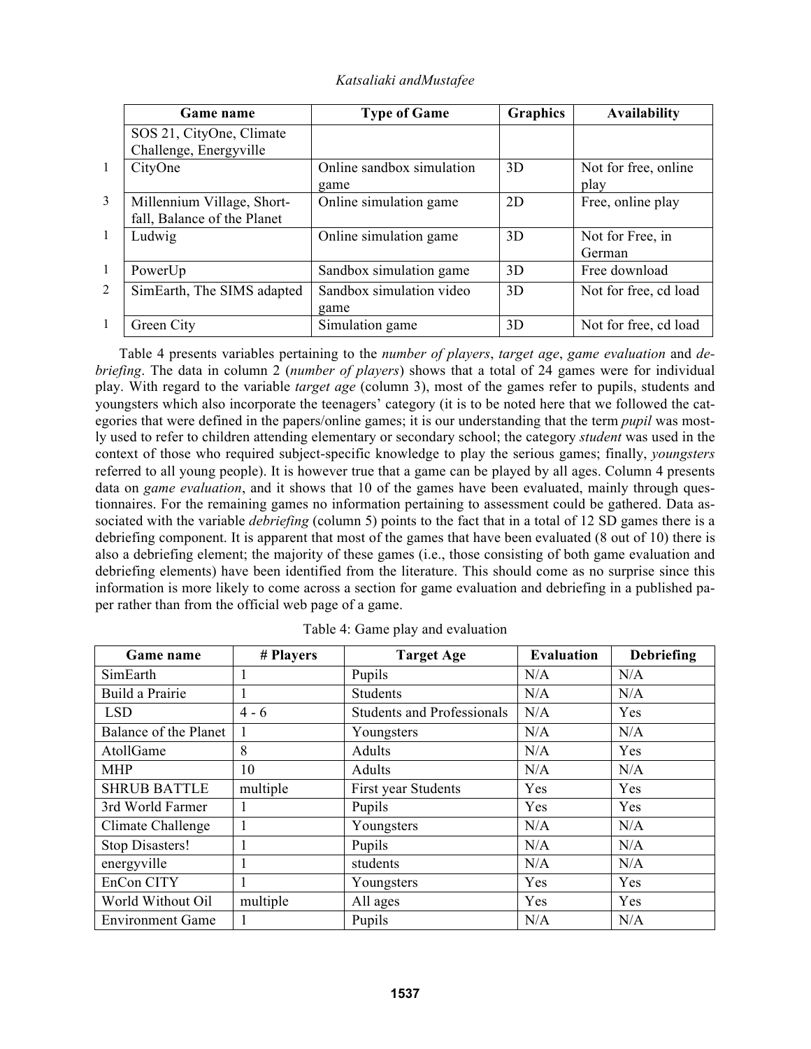|   | Game name | Type of Game | Graphics | Availability |
|---|---|---|---|---|
|   | SOS 21, CityOne, Climate Challenge, Energyville | | | |
| 1 | CityOne | Online sandbox simulation game | 3D | Not for free, online play |
| 3 | Millennium Village, Short-fall, Balance of the Planet | Online simulation game | 2D | Free, online play |
| 1 | Ludwig | Online simulation game | 3D | Not for Free, in German |
| 1 | PowerUp | Sandbox simulation game | 3D | Free download |
| 2 | SimEarth, The SIMS adapted | Sandbox simulation video game | 3D | Not for free, cd load |
| 1 | Green City | Simulation game | 3D | Not for free, cd load |

Table 4 presents variables pertaining to the *number of players*, *target age*, *game evaluation* and *debriefing*. The data in column 2 (*number of players*) shows that a total of 24 games were for individual play. With regard to the variable *target age* (column 3), most of the games refer to pupils, students and youngsters which also incorporate the teenagers' category (it is to be noted here that we followed the categories that were defined in the papers/online games; it is our understanding that the term *pupil* was mostly used to refer to children attending elementary or secondary school; the category *student* was used in the context of those who required subject-specific knowledge to play the serious games; finally, *youngsters* referred to all young people). It is however true that a game can be played by all ages. Column 4 presents data on *game evaluation*, and it shows that 10 of the games have been evaluated, mainly through questionnaires. For the remaining games no information pertaining to assessment could be gathered. Data associated with the variable *debriefing* (column 5) points to the fact that in a total of 12 SD games there is a debriefing component. It is apparent that most of the games that have been evaluated (8 out of 10) there is also a debriefing element; the majority of these games (i.e., those consisting of both game evaluation and debriefing elements) have been identified from the literature. This should come as no surprise since this information is more likely to come across a section for game evaluation and debriefing in a published paper rather than from the official web page of a game.

Table 4: Game play and evaluation

| Game name | # Players | Target Age | Evaluation | Debriefing |
|---|---|---|---|---|
| SimEarth | 1 | Pupils | N/A | N/A |
| Build a Prairie | 1 | Students | N/A | N/A |
| LSD | 4 - 6 | Students and Professionals | N/A | Yes |
| Balance of the Planet | 1 | Youngsters | N/A | N/A |
| AtollGame | 8 | Adults | N/A | Yes |
| MHP | 10 | Adults | N/A | N/A |
| SHRUB BATTLE | multiple | First year Students | Yes | Yes |
| 3rd World Farmer | 1 | Pupils | Yes | Yes |
| Climate Challenge | 1 | Youngsters | N/A | N/A |
| Stop Disasters! | 1 | Pupils | N/A | N/A |
| energyville | 1 | students | N/A | N/A |
| EnCon CITY | 1 | Youngsters | Yes | Yes |
| World Without Oil | multiple | All ages | Yes | Yes |
| Environment Game | 1 | Pupils | N/A | N/A |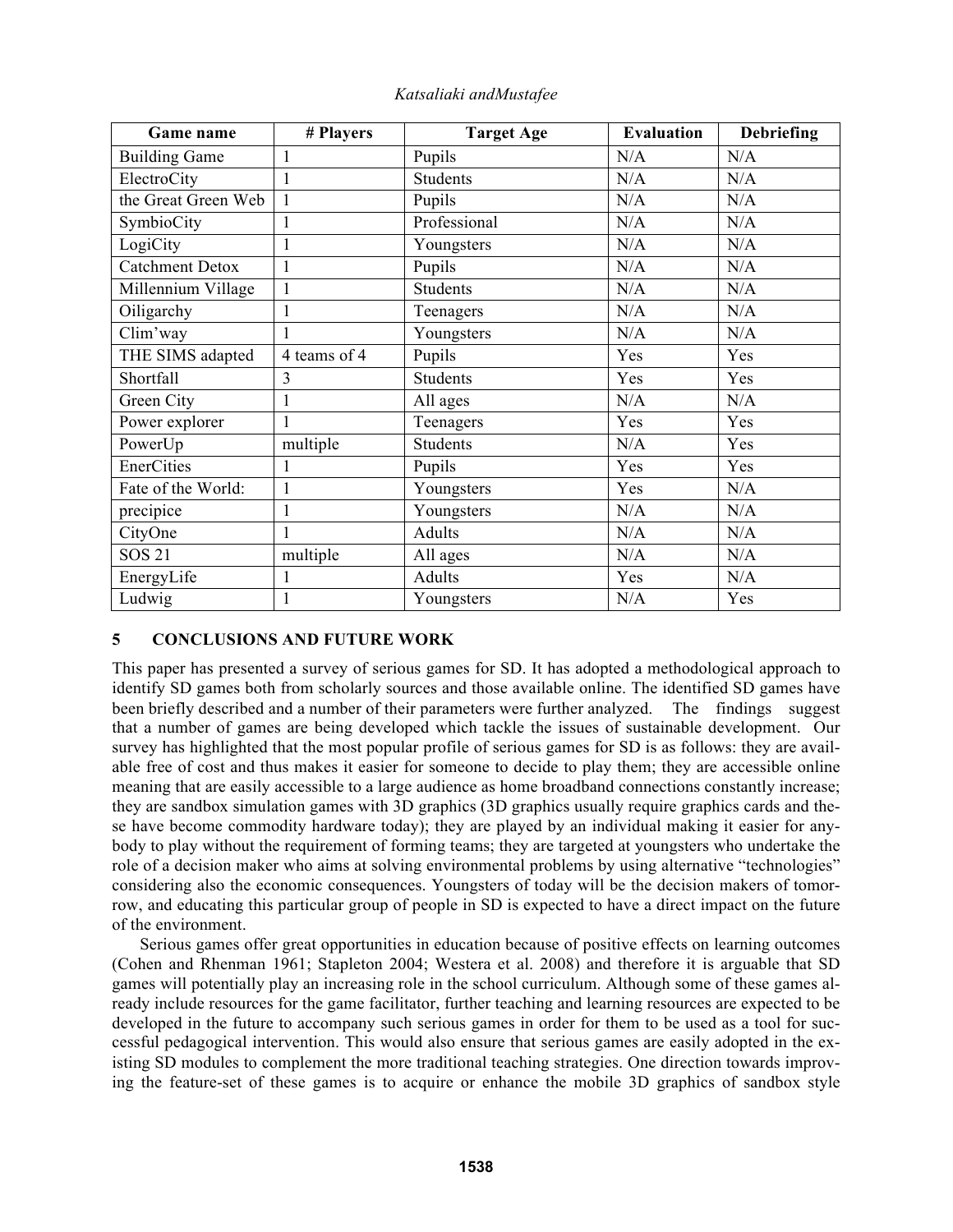| Game name | # Players | Target Age | Evaluation | Debriefing |
|---|---|---|---|---|
| Building Game | 1 | Pupils | N/A | N/A |
| ElectroCity | 1 | Students | N/A | N/A |
| the Great Green Web | 1 | Pupils | N/A | N/A |
| SymbioCity | 1 | Professional | N/A | N/A |
| LogiCity | 1 | Youngsters | N/A | N/A |
| Catchment Detox | 1 | Pupils | N/A | N/A |
| Millennium Village | 1 | Students | N/A | N/A |
| Oiligarchy | 1 | Teenagers | N/A | N/A |
| Clim'way | 1 | Youngsters | N/A | N/A |
| THE SIMS adapted | 4 teams of 4 | Pupils | Yes | Yes |
| Shortfall | 3 | Students | Yes | Yes |
| Green City | 1 | All ages | N/A | N/A |
| Power explorer | 1 | Teenagers | Yes | Yes |
| PowerUp | multiple | Students | N/A | Yes |
| EnerCities | 1 | Pupils | Yes | Yes |
| Fate of the World: | 1 | Youngsters | Yes | N/A |
| precipice | 1 | Youngsters | N/A | N/A |
| CityOne | 1 | Adults | N/A | N/A |
| SOS 21 | multiple | All ages | N/A | N/A |
| EnergyLife | 1 | Adults | Yes | N/A |
| Ludwig | 1 | Youngsters | N/A | Yes |

## 5 CONCLUSIONS AND FUTURE WORK

This paper has presented a survey of serious games for SD. It has adopted a methodological approach to identify SD games both from scholarly sources and those available online. The identified SD games have been briefly described and a number of their parameters were further analyzed. The findings suggest that a number of games are being developed which tackle the issues of sustainable development. Our survey has highlighted that the most popular profile of serious games for SD is as follows: they are available free of cost and thus makes it easier for someone to decide to play them; they are accessible online meaning that are easily accessible to a large audience as home broadband connections constantly increase; they are sandbox simulation games with 3D graphics (3D graphics usually require graphics cards and these have become commodity hardware today); they are played by an individual making it easier for anybody to play without the requirement of forming teams; they are targeted at youngsters who undertake the role of a decision maker who aims at solving environmental problems by using alternative "technologies" considering also the economic consequences. Youngsters of today will be the decision makers of tomorrow, and educating this particular group of people in SD is expected to have a direct impact on the future of the environment.

Serious games offer great opportunities in education because of positive effects on learning outcomes (Cohen and Rhenman 1961; Stapleton 2004; Westera et al. 2008) and therefore it is arguable that SD games will potentially play an increasing role in the school curriculum. Although some of these games already include resources for the game facilitator, further teaching and learning resources are expected to be developed in the future to accompany such serious games in order for them to be used as a tool for successful pedagogical intervention. This would also ensure that serious games are easily adopted in the existing SD modules to complement the more traditional teaching strategies. One direction towards improving the feature-set of these games is to acquire or enhance the mobile 3D graphics of sandbox style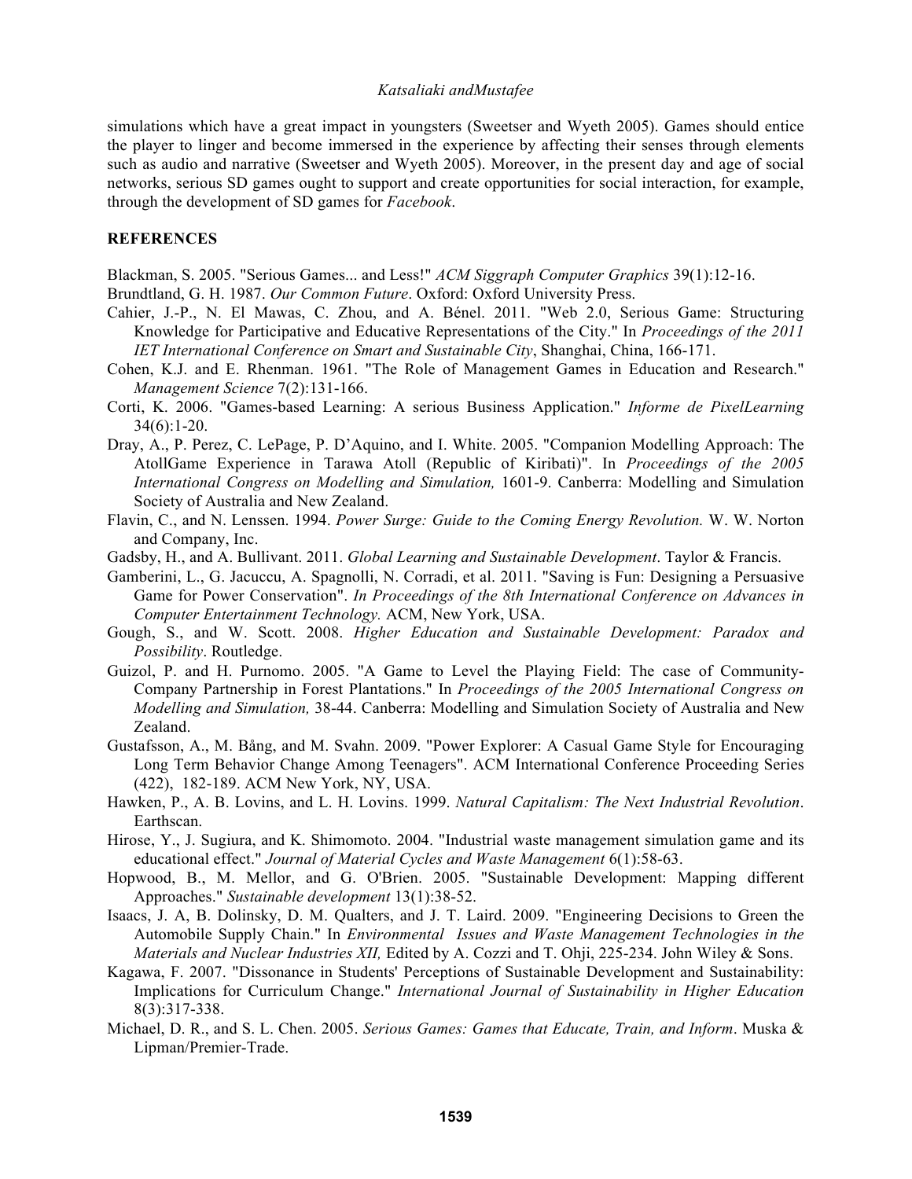simulations which have a great impact in youngsters (Sweetser and Wyeth 2005). Games should entice the player to linger and become immersed in the experience by affecting their senses through elements such as audio and narrative (Sweetser and Wyeth 2005). Moreover, in the present day and age of social networks, serious SD games ought to support and create opportunities for social interaction, for example, through the development of SD games for *Facebook*.

## REFERENCES

Blackman, S. 2005. "Serious Games... and Less!" *ACM Siggraph Computer Graphics* 39(1):12-16.

Brundtland, G. H. 1987. *Our Common Future*. Oxford: Oxford University Press.

Cahier, J.-P., N. El Mawas, C. Zhou, and A. Bénel. 2011. "Web 2.0, Serious Game: Structuring Knowledge for Participative and Educative Representations of the City." In *Proceedings of the 2011 IET International Conference on Smart and Sustainable City*, Shanghai, China, 166-171.

Cohen, K.J. and E. Rhenman. 1961. "The Role of Management Games in Education and Research." *Management Science* 7(2):131-166.

Corti, K. 2006. "Games-based Learning: A serious Business Application." *Informe de PixelLearning* 34(6):1-20.

Dray, A., P. Perez, C. LePage, P. D'Aquino, and I. White. 2005. "Companion Modelling Approach: The AtollGame Experience in Tarawa Atoll (Republic of Kiribati)". In *Proceedings of the 2005 International Congress on Modelling and Simulation,* 1601-9. Canberra: Modelling and Simulation Society of Australia and New Zealand.

Flavin, C., and N. Lenssen. 1994. *Power Surge: Guide to the Coming Energy Revolution.* W. W. Norton and Company, Inc.

Gadsby, H., and A. Bullivant. 2011. *Global Learning and Sustainable Development*. Taylor & Francis.

Gamberini, L., G. Jacuccu, A. Spagnolli, N. Corradi, et al. 2011. "Saving is Fun: Designing a Persuasive Game for Power Conservation". *In Proceedings of the 8th International Conference on Advances in Computer Entertainment Technology.* ACM, New York, USA.

Gough, S., and W. Scott. 2008. *Higher Education and Sustainable Development: Paradox and Possibility*. Routledge.

Guizol, P. and H. Purnomo. 2005. "A Game to Level the Playing Field: The case of Community-Company Partnership in Forest Plantations." In *Proceedings of the 2005 International Congress on Modelling and Simulation,* 38-44. Canberra: Modelling and Simulation Society of Australia and New Zealand.

Gustafsson, A., M. Bång, and M. Svahn. 2009. "Power Explorer: A Casual Game Style for Encouraging Long Term Behavior Change Among Teenagers". ACM International Conference Proceeding Series (422), 182-189. ACM New York, NY, USA.

Hawken, P., A. B. Lovins, and L. H. Lovins. 1999. *Natural Capitalism: The Next Industrial Revolution*. Earthscan.

Hirose, Y., J. Sugiura, and K. Shimomoto. 2004. "Industrial waste management simulation game and its educational effect." *Journal of Material Cycles and Waste Management* 6(1):58-63.

Hopwood, B., M. Mellor, and G. O'Brien. 2005. "Sustainable Development: Mapping different Approaches." *Sustainable development* 13(1):38-52.

Isaacs, J. A, B. Dolinsky, D. M. Qualters, and J. T. Laird. 2009. "Engineering Decisions to Green the Automobile Supply Chain." In *Environmental Issues and Waste Management Technologies in the Materials and Nuclear Industries XII,* Edited by A. Cozzi and T. Ohji, 225-234. John Wiley & Sons.

Kagawa, F. 2007. "Dissonance in Students' Perceptions of Sustainable Development and Sustainability: Implications for Curriculum Change." *International Journal of Sustainability in Higher Education* 8(3):317-338.

Michael, D. R., and S. L. Chen. 2005. *Serious Games: Games that Educate, Train, and Inform*. Muska & Lipman/Premier-Trade.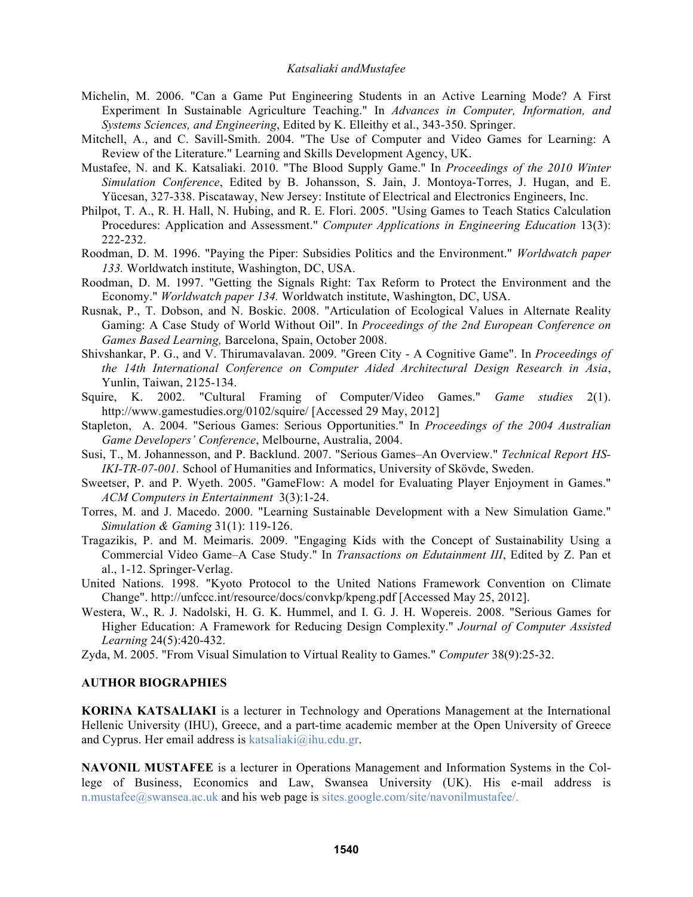Michelin, M. 2006. "Can a Game Put Engineering Students in an Active Learning Mode? A First Experiment In Sustainable Agriculture Teaching." In *Advances in Computer, Information, and Systems Sciences, and Engineering*, Edited by K. Elleithy et al., 343-350. Springer.

Mitchell, A., and C. Savill-Smith. 2004. "The Use of Computer and Video Games for Learning: A Review of the Literature." Learning and Skills Development Agency, UK.

Mustafee, N. and K. Katsaliaki. 2010. "The Blood Supply Game." In *Proceedings of the 2010 Winter Simulation Conference*, Edited by B. Johansson, S. Jain, J. Montoya-Torres, J. Hugan, and E. Yücesan, 327-338. Piscataway, New Jersey: Institute of Electrical and Electronics Engineers, Inc.

Philpot, T. A., R. H. Hall, N. Hubing, and R. E. Flori. 2005. "Using Games to Teach Statics Calculation Procedures: Application and Assessment." *Computer Applications in Engineering Education* 13(3): 222-232.

Roodman, D. M. 1996. "Paying the Piper: Subsidies Politics and the Environment." *Worldwatch paper 133.* Worldwatch institute, Washington, DC, USA.

Roodman, D. M. 1997. "Getting the Signals Right: Tax Reform to Protect the Environment and the Economy." *Worldwatch paper 134.* Worldwatch institute, Washington, DC, USA.

Rusnak, P., T. Dobson, and N. Boskic. 2008. "Articulation of Ecological Values in Alternate Reality Gaming: A Case Study of World Without Oil". In *Proceedings of the 2nd European Conference on Games Based Learning,* Barcelona, Spain, October 2008.

Shivshankar, P. G., and V. Thirumavalavan. 2009. "Green City - A Cognitive Game". In *Proceedings of the 14th International Conference on Computer Aided Architectural Design Research in Asia*, Yunlin, Taiwan, 2125-134.

Squire, K. 2002. "Cultural Framing of Computer/Video Games." *Game studies* 2(1). http://www.gamestudies.org/0102/squire/ [Accessed 29 May, 2012]

Stapleton, A. 2004. "Serious Games: Serious Opportunities." In *Proceedings of the 2004 Australian Game Developers' Conference*, Melbourne, Australia, 2004.

Susi, T., M. Johannesson, and P. Backlund. 2007. "Serious Games–An Overview." *Technical Report HS-IKI-TR-07-001.* School of Humanities and Informatics, University of Skövde, Sweden.

Sweetser, P. and P. Wyeth. 2005. "GameFlow: A model for Evaluating Player Enjoyment in Games." *ACM Computers in Entertainment* 3(3):1-24.

Torres, M. and J. Macedo. 2000. "Learning Sustainable Development with a New Simulation Game." *Simulation & Gaming* 31(1): 119-126.

Tragazikis, P. and M. Meimaris. 2009. "Engaging Kids with the Concept of Sustainability Using a Commercial Video Game–A Case Study." In *Transactions on Edutainment III*, Edited by Z. Pan et al., 1-12. Springer-Verlag.

United Nations. 1998. "Kyoto Protocol to the United Nations Framework Convention on Climate Change". http://unfccc.int/resource/docs/convkp/kpeng.pdf [Accessed May 25, 2012].

Westera, W., R. J. Nadolski, H. G. K. Hummel, and I. G. J. H. Wopereis. 2008. "Serious Games for Higher Education: A Framework for Reducing Design Complexity." *Journal of Computer Assisted Learning* 24(5):420-432.

Zyda, M. 2005. "From Visual Simulation to Virtual Reality to Games." *Computer* 38(9):25-32.

## AUTHOR BIOGRAPHIES

**KORINA KATSALIAKI** is a lecturer in Technology and Operations Management at the International Hellenic University (IHU), Greece, and a part-time academic member at the Open University of Greece and Cyprus. Her email address is katsaliaki@ihu.edu.gr.

**NAVONIL MUSTAFEE** is a lecturer in Operations Management and Information Systems in the College of Business, Economics and Law, Swansea University (UK). His e-mail address is n.mustafee@swansea.ac.uk and his web page is sites.google.com/site/navonilmustafee/.